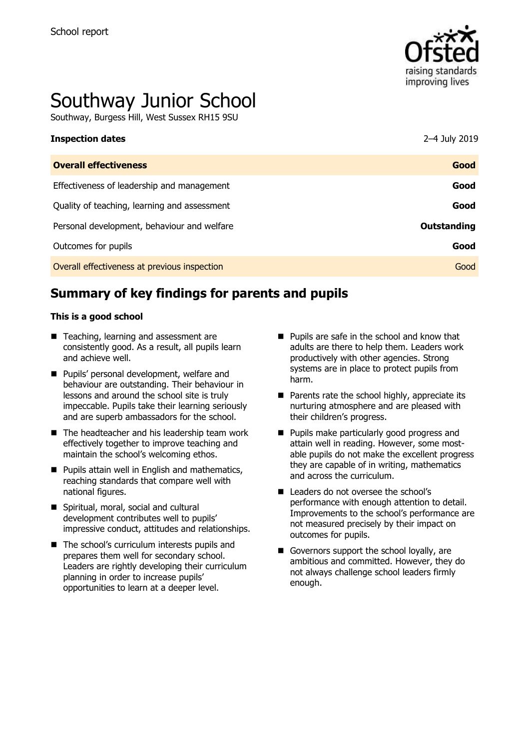School report

# Southway Junior School

Southway, Burgess Hill, West Sussex RH15 9SU

| **Inspection dates** | 2–4 July 2019 |
|---|---|
| **Overall effectiveness** | **Good** |
| Effectiveness of leadership and management | **Good** |
| Quality of teaching, learning and assessment | **Good** |
| Personal development, behaviour and welfare | **Outstanding** |
| Outcomes for pupils | **Good** |
| Overall effectiveness at previous inspection | Good |

## Summary of key findings for parents and pupils

**This is a good school**

- Teaching, learning and assessment are consistently good. As a result, all pupils learn and achieve well.
- Pupils' personal development, welfare and behaviour are outstanding. Their behaviour in lessons and around the school site is truly impeccable. Pupils take their learning seriously and are superb ambassadors for the school.
- The headteacher and his leadership team work effectively together to improve teaching and maintain the school's welcoming ethos.
- Pupils attain well in English and mathematics, reaching standards that compare well with national figures.
- Spiritual, moral, social and cultural development contributes well to pupils' impressive conduct, attitudes and relationships.
- The school's curriculum interests pupils and prepares them well for secondary school. Leaders are rightly developing their curriculum planning in order to increase pupils' opportunities to learn at a deeper level.
- Pupils are safe in the school and know that adults are there to help them. Leaders work productively with other agencies. Strong systems are in place to protect pupils from harm.
- Parents rate the school highly, appreciate its nurturing atmosphere and are pleased with their children's progress.
- Pupils make particularly good progress and attain well in reading. However, some most-able pupils do not make the excellent progress they are capable of in writing, mathematics and across the curriculum.
- Leaders do not oversee the school's performance with enough attention to detail. Improvements to the school's performance are not measured precisely by their impact on outcomes for pupils.
- Governors support the school loyally, are ambitious and committed. However, they do not always challenge school leaders firmly enough.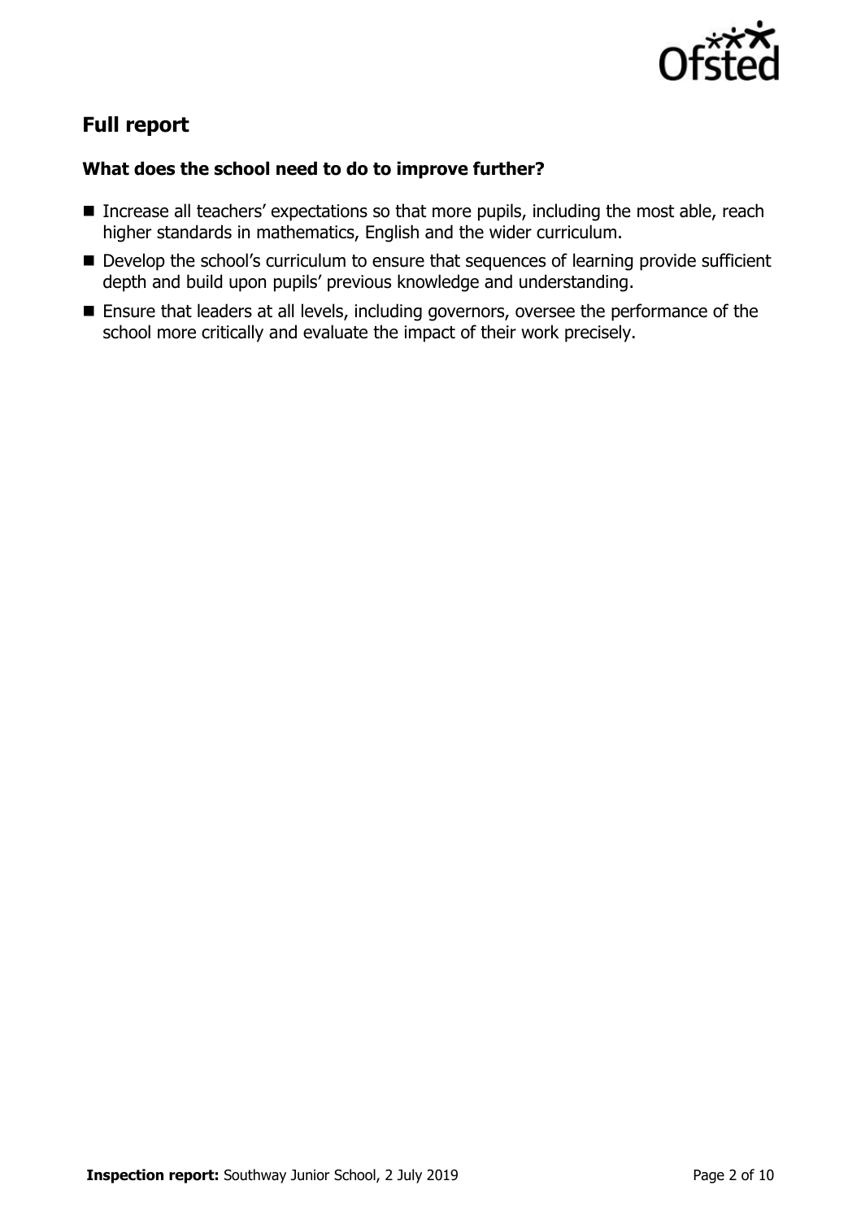## Full report

### What does the school need to do to improve further?

- Increase all teachers' expectations so that more pupils, including the most able, reach higher standards in mathematics, English and the wider curriculum.
- Develop the school's curriculum to ensure that sequences of learning provide sufficient depth and build upon pupils' previous knowledge and understanding.
- Ensure that leaders at all levels, including governors, oversee the performance of the school more critically and evaluate the impact of their work precisely.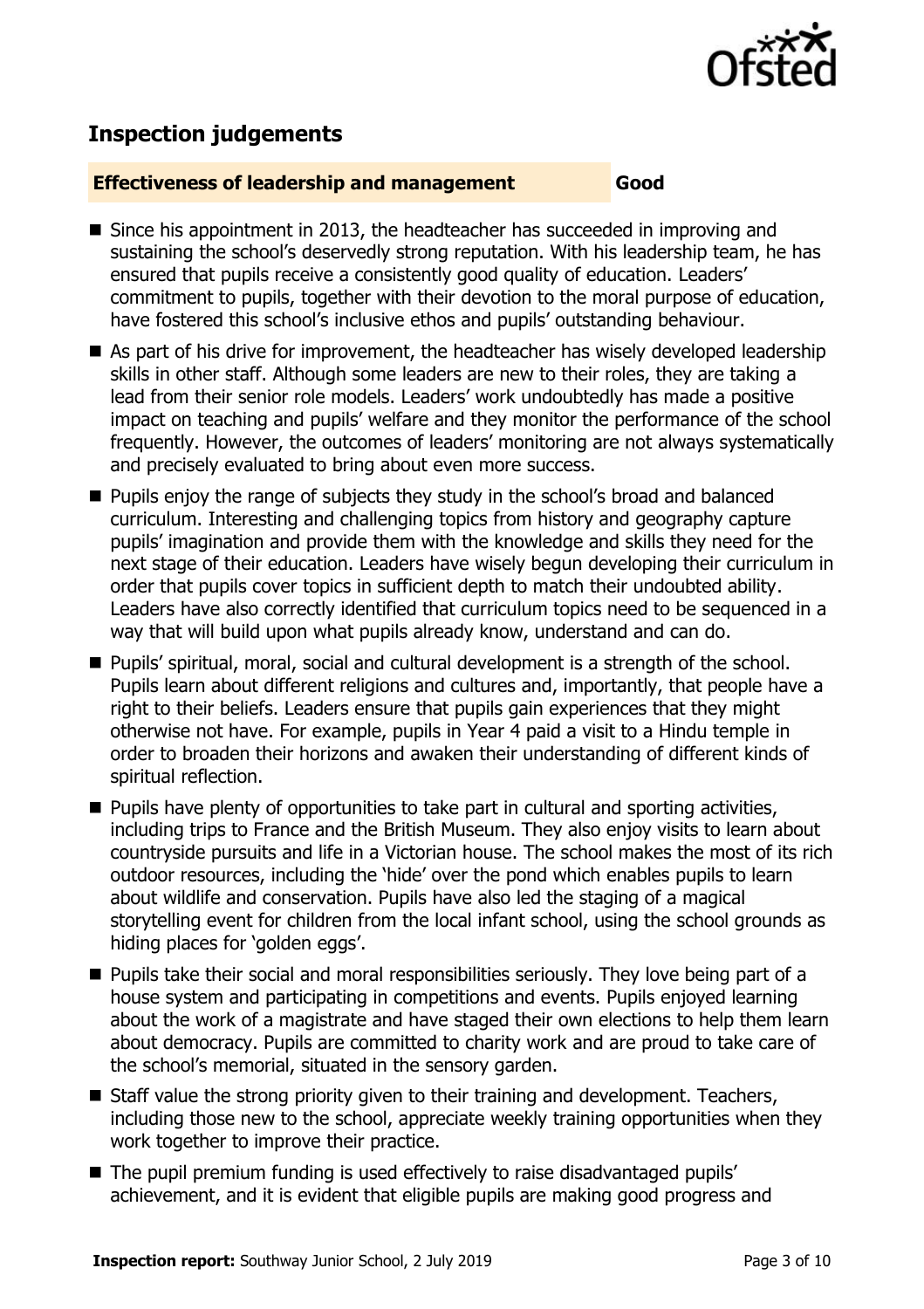## Inspection judgements

**Effectiveness of leadership and management** **Good**

- Since his appointment in 2013, the headteacher has succeeded in improving and sustaining the school's deservedly strong reputation. With his leadership team, he has ensured that pupils receive a consistently good quality of education. Leaders' commitment to pupils, together with their devotion to the moral purpose of education, have fostered this school's inclusive ethos and pupils' outstanding behaviour.
- As part of his drive for improvement, the headteacher has wisely developed leadership skills in other staff. Although some leaders are new to their roles, they are taking a lead from their senior role models. Leaders' work undoubtedly has made a positive impact on teaching and pupils' welfare and they monitor the performance of the school frequently. However, the outcomes of leaders' monitoring are not always systematically and precisely evaluated to bring about even more success.
- Pupils enjoy the range of subjects they study in the school's broad and balanced curriculum. Interesting and challenging topics from history and geography capture pupils' imagination and provide them with the knowledge and skills they need for the next stage of their education. Leaders have wisely begun developing their curriculum in order that pupils cover topics in sufficient depth to match their undoubted ability. Leaders have also correctly identified that curriculum topics need to be sequenced in a way that will build upon what pupils already know, understand and can do.
- Pupils' spiritual, moral, social and cultural development is a strength of the school. Pupils learn about different religions and cultures and, importantly, that people have a right to their beliefs. Leaders ensure that pupils gain experiences that they might otherwise not have. For example, pupils in Year 4 paid a visit to a Hindu temple in order to broaden their horizons and awaken their understanding of different kinds of spiritual reflection.
- Pupils have plenty of opportunities to take part in cultural and sporting activities, including trips to France and the British Museum. They also enjoy visits to learn about countryside pursuits and life in a Victorian house. The school makes the most of its rich outdoor resources, including the 'hide' over the pond which enables pupils to learn about wildlife and conservation. Pupils have also led the staging of a magical storytelling event for children from the local infant school, using the school grounds as hiding places for 'golden eggs'.
- Pupils take their social and moral responsibilities seriously. They love being part of a house system and participating in competitions and events. Pupils enjoyed learning about the work of a magistrate and have staged their own elections to help them learn about democracy. Pupils are committed to charity work and are proud to take care of the school's memorial, situated in the sensory garden.
- Staff value the strong priority given to their training and development. Teachers, including those new to the school, appreciate weekly training opportunities when they work together to improve their practice.
- The pupil premium funding is used effectively to raise disadvantaged pupils' achievement, and it is evident that eligible pupils are making good progress and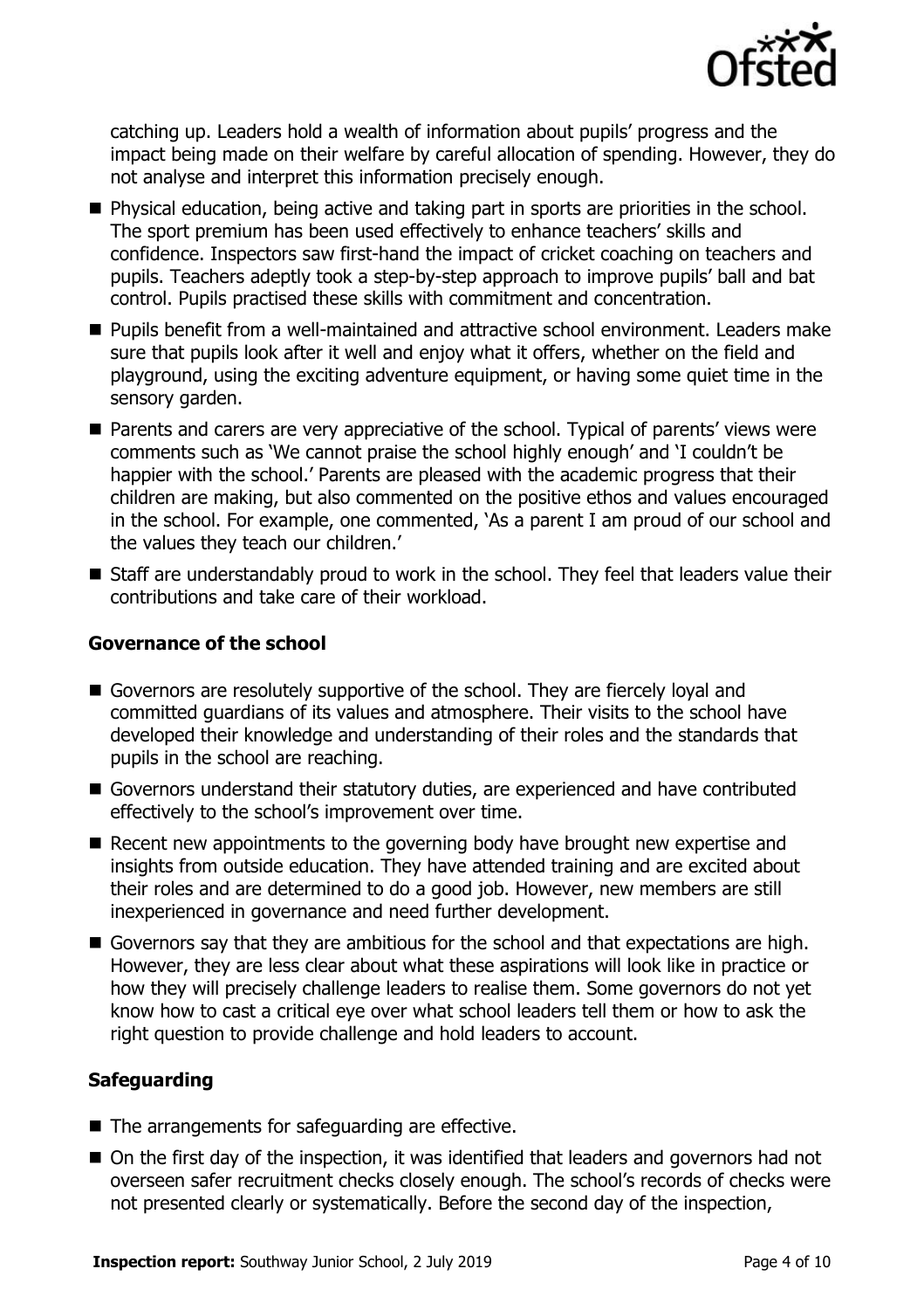catching up. Leaders hold a wealth of information about pupils' progress and the impact being made on their welfare by careful allocation of spending. However, they do not analyse and interpret this information precisely enough.

- Physical education, being active and taking part in sports are priorities in the school. The sport premium has been used effectively to enhance teachers' skills and confidence. Inspectors saw first-hand the impact of cricket coaching on teachers and pupils. Teachers adeptly took a step-by-step approach to improve pupils' ball and bat control. Pupils practised these skills with commitment and concentration.
- Pupils benefit from a well-maintained and attractive school environment. Leaders make sure that pupils look after it well and enjoy what it offers, whether on the field and playground, using the exciting adventure equipment, or having some quiet time in the sensory garden.
- Parents and carers are very appreciative of the school. Typical of parents' views were comments such as 'We cannot praise the school highly enough' and 'I couldn't be happier with the school.' Parents are pleased with the academic progress that their children are making, but also commented on the positive ethos and values encouraged in the school. For example, one commented, 'As a parent I am proud of our school and the values they teach our children.'
- Staff are understandably proud to work in the school. They feel that leaders value their contributions and take care of their workload.

### Governance of the school

- Governors are resolutely supportive of the school. They are fiercely loyal and committed guardians of its values and atmosphere. Their visits to the school have developed their knowledge and understanding of their roles and the standards that pupils in the school are reaching.
- Governors understand their statutory duties, are experienced and have contributed effectively to the school's improvement over time.
- Recent new appointments to the governing body have brought new expertise and insights from outside education. They have attended training and are excited about their roles and are determined to do a good job. However, new members are still inexperienced in governance and need further development.
- Governors say that they are ambitious for the school and that expectations are high. However, they are less clear about what these aspirations will look like in practice or how they will precisely challenge leaders to realise them. Some governors do not yet know how to cast a critical eye over what school leaders tell them or how to ask the right question to provide challenge and hold leaders to account.

### Safeguarding

- The arrangements for safeguarding are effective.
- On the first day of the inspection, it was identified that leaders and governors had not overseen safer recruitment checks closely enough. The school's records of checks were not presented clearly or systematically. Before the second day of the inspection,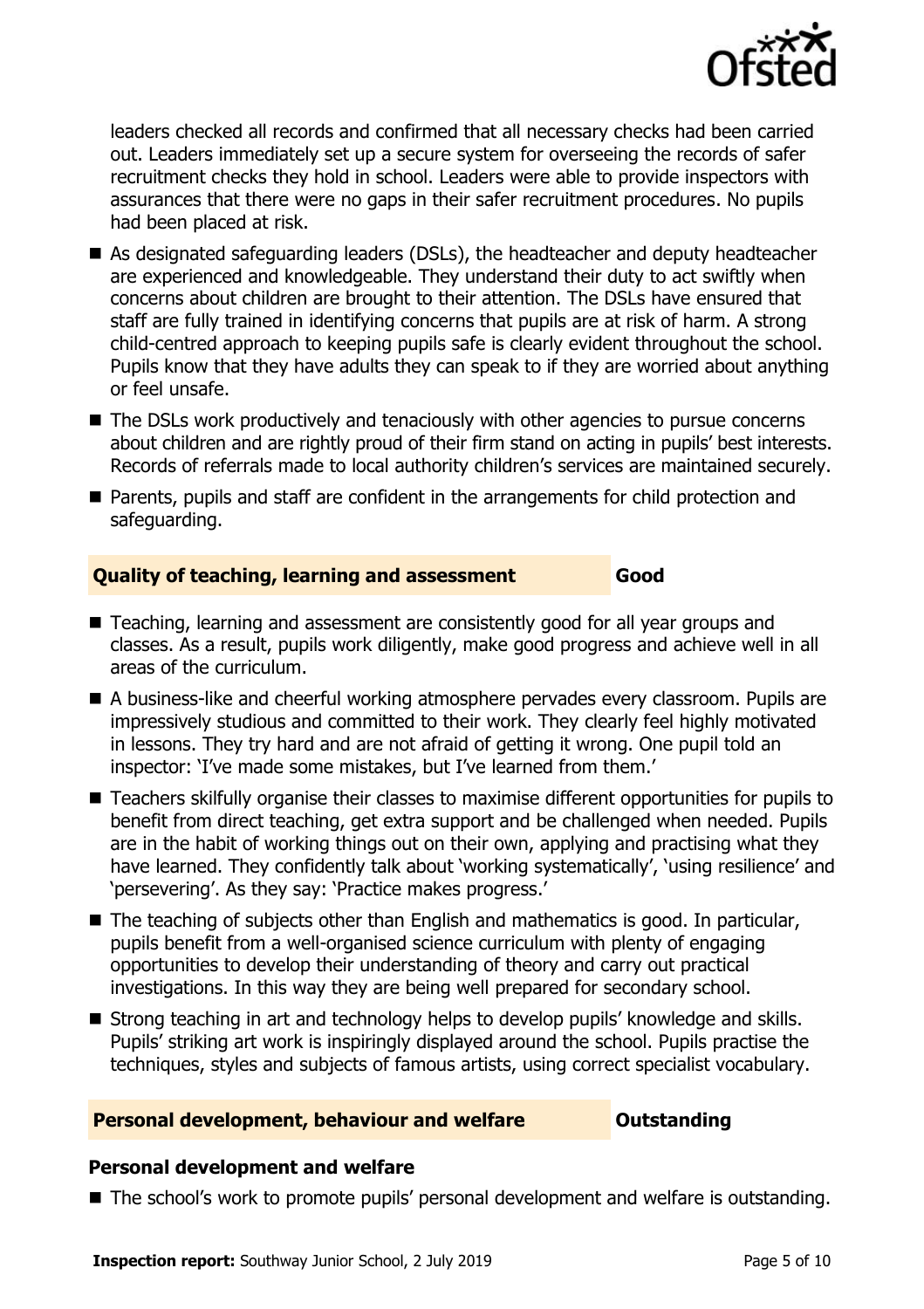leaders checked all records and confirmed that all necessary checks had been carried out. Leaders immediately set up a secure system for overseeing the records of safer recruitment checks they hold in school. Leaders were able to provide inspectors with assurances that there were no gaps in their safer recruitment procedures. No pupils had been placed at risk.

- As designated safeguarding leaders (DSLs), the headteacher and deputy headteacher are experienced and knowledgeable. They understand their duty to act swiftly when concerns about children are brought to their attention. The DSLs have ensured that staff are fully trained in identifying concerns that pupils are at risk of harm. A strong child-centred approach to keeping pupils safe is clearly evident throughout the school. Pupils know that they have adults they can speak to if they are worried about anything or feel unsafe.
- The DSLs work productively and tenaciously with other agencies to pursue concerns about children and are rightly proud of their firm stand on acting in pupils' best interests. Records of referrals made to local authority children's services are maintained securely.
- Parents, pupils and staff are confident in the arrangements for child protection and safeguarding.

## Quality of teaching, learning and assessment — Good

- Teaching, learning and assessment are consistently good for all year groups and classes. As a result, pupils work diligently, make good progress and achieve well in all areas of the curriculum.
- A business-like and cheerful working atmosphere pervades every classroom. Pupils are impressively studious and committed to their work. They clearly feel highly motivated in lessons. They try hard and are not afraid of getting it wrong. One pupil told an inspector: 'I've made some mistakes, but I've learned from them.'
- Teachers skilfully organise their classes to maximise different opportunities for pupils to benefit from direct teaching, get extra support and be challenged when needed. Pupils are in the habit of working things out on their own, applying and practising what they have learned. They confidently talk about 'working systematically', 'using resilience' and 'persevering'. As they say: 'Practice makes progress.'
- The teaching of subjects other than English and mathematics is good. In particular, pupils benefit from a well-organised science curriculum with plenty of engaging opportunities to develop their understanding of theory and carry out practical investigations. In this way they are being well prepared for secondary school.
- Strong teaching in art and technology helps to develop pupils' knowledge and skills. Pupils' striking art work is inspiringly displayed around the school. Pupils practise the techniques, styles and subjects of famous artists, using correct specialist vocabulary.

## Personal development, behaviour and welfare — Outstanding

### Personal development and welfare

- The school's work to promote pupils' personal development and welfare is outstanding.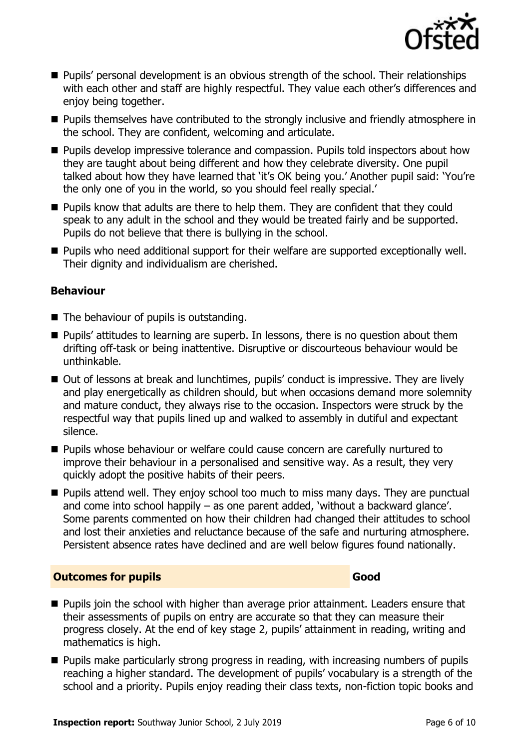- Pupils' personal development is an obvious strength of the school. Their relationships with each other and staff are highly respectful. They value each other's differences and enjoy being together.
- Pupils themselves have contributed to the strongly inclusive and friendly atmosphere in the school. They are confident, welcoming and articulate.
- Pupils develop impressive tolerance and compassion. Pupils told inspectors about how they are taught about being different and how they celebrate diversity. One pupil talked about how they have learned that 'it's OK being you.' Another pupil said: 'You're the only one of you in the world, so you should feel really special.'
- Pupils know that adults are there to help them. They are confident that they could speak to any adult in the school and they would be treated fairly and be supported. Pupils do not believe that there is bullying in the school.
- Pupils who need additional support for their welfare are supported exceptionally well. Their dignity and individualism are cherished.

### Behaviour

- The behaviour of pupils is outstanding.
- Pupils' attitudes to learning are superb. In lessons, there is no question about them drifting off-task or being inattentive. Disruptive or discourteous behaviour would be unthinkable.
- Out of lessons at break and lunchtimes, pupils' conduct is impressive. They are lively and play energetically as children should, but when occasions demand more solemnity and mature conduct, they always rise to the occasion. Inspectors were struck by the respectful way that pupils lined up and walked to assembly in dutiful and expectant silence.
- Pupils whose behaviour or welfare could cause concern are carefully nurtured to improve their behaviour in a personalised and sensitive way. As a result, they very quickly adopt the positive habits of their peers.
- Pupils attend well. They enjoy school too much to miss many days. They are punctual and come into school happily – as one parent added, 'without a backward glance'. Some parents commented on how their children had changed their attitudes to school and lost their anxieties and reluctance because of the safe and nurturing atmosphere. Persistent absence rates have declined and are well below figures found nationally.

## Outcomes for pupils — Good

- Pupils join the school with higher than average prior attainment. Leaders ensure that their assessments of pupils on entry are accurate so that they can measure their progress closely. At the end of key stage 2, pupils' attainment in reading, writing and mathematics is high.
- Pupils make particularly strong progress in reading, with increasing numbers of pupils reaching a higher standard. The development of pupils' vocabulary is a strength of the school and a priority. Pupils enjoy reading their class texts, non-fiction topic books and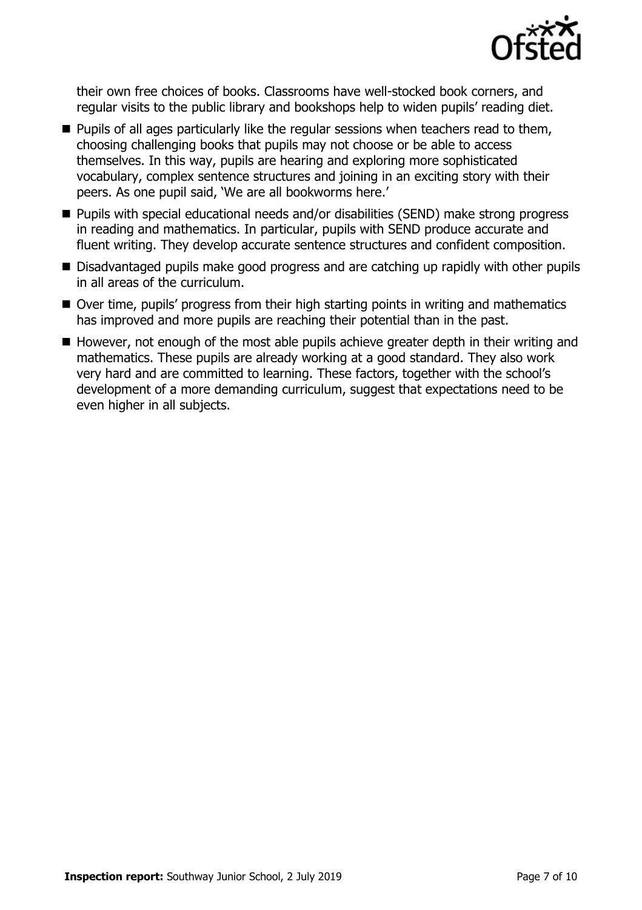their own free choices of books. Classrooms have well-stocked book corners, and regular visits to the public library and bookshops help to widen pupils' reading diet.

- Pupils of all ages particularly like the regular sessions when teachers read to them, choosing challenging books that pupils may not choose or be able to access themselves. In this way, pupils are hearing and exploring more sophisticated vocabulary, complex sentence structures and joining in an exciting story with their peers. As one pupil said, 'We are all bookworms here.'
- Pupils with special educational needs and/or disabilities (SEND) make strong progress in reading and mathematics. In particular, pupils with SEND produce accurate and fluent writing. They develop accurate sentence structures and confident composition.
- Disadvantaged pupils make good progress and are catching up rapidly with other pupils in all areas of the curriculum.
- Over time, pupils' progress from their high starting points in writing and mathematics has improved and more pupils are reaching their potential than in the past.
- However, not enough of the most able pupils achieve greater depth in their writing and mathematics. These pupils are already working at a good standard. They also work very hard and are committed to learning. These factors, together with the school's development of a more demanding curriculum, suggest that expectations need to be even higher in all subjects.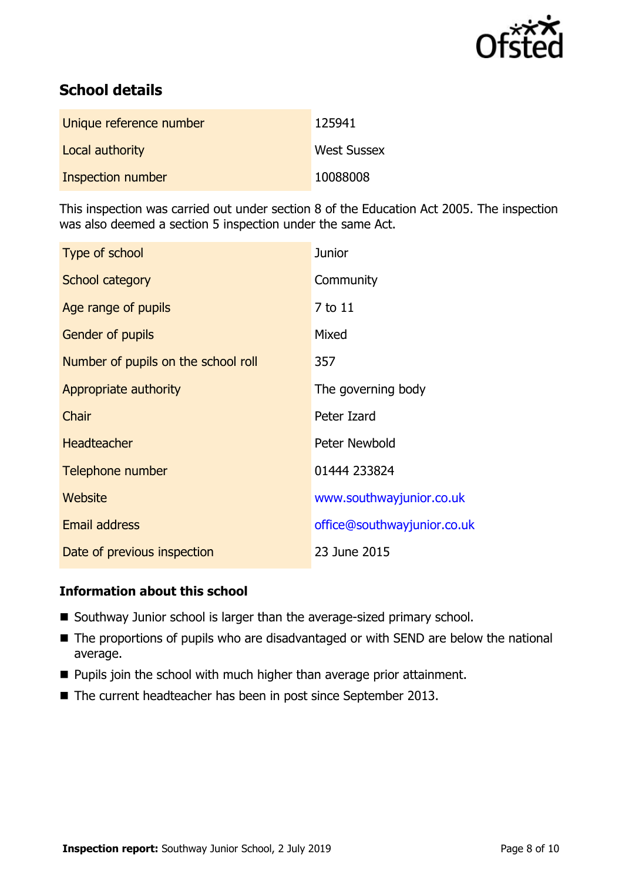## School details

| | |
|---|---|
| Unique reference number | 125941 |
| Local authority | West Sussex |
| Inspection number | 10088008 |

This inspection was carried out under section 8 of the Education Act 2005. The inspection was also deemed a section 5 inspection under the same Act.

| | |
|---|---|
| Type of school | Junior |
| School category | Community |
| Age range of pupils | 7 to 11 |
| Gender of pupils | Mixed |
| Number of pupils on the school roll | 357 |
| Appropriate authority | The governing body |
| Chair | Peter Izard |
| Headteacher | Peter Newbold |
| Telephone number | 01444 233824 |
| Website | www.southwayjunior.co.uk |
| Email address | office@southwayjunior.co.uk |
| Date of previous inspection | 23 June 2015 |

### Information about this school

- Southway Junior school is larger than the average-sized primary school.
- The proportions of pupils who are disadvantaged or with SEND are below the national average.
- Pupils join the school with much higher than average prior attainment.
- The current headteacher has been in post since September 2013.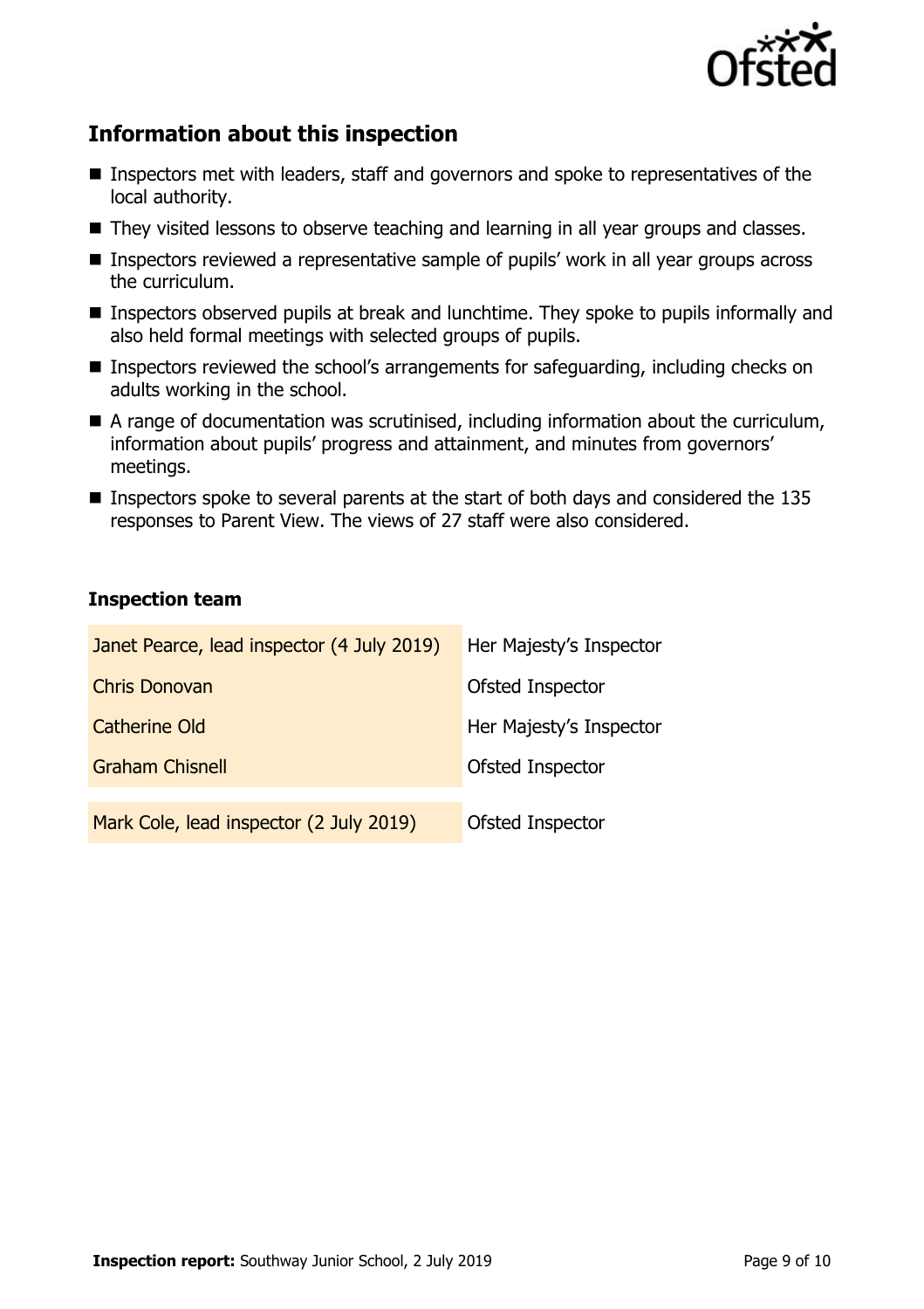## Information about this inspection

- Inspectors met with leaders, staff and governors and spoke to representatives of the local authority.
- They visited lessons to observe teaching and learning in all year groups and classes.
- Inspectors reviewed a representative sample of pupils' work in all year groups across the curriculum.
- Inspectors observed pupils at break and lunchtime. They spoke to pupils informally and also held formal meetings with selected groups of pupils.
- Inspectors reviewed the school's arrangements for safeguarding, including checks on adults working in the school.
- A range of documentation was scrutinised, including information about the curriculum, information about pupils' progress and attainment, and minutes from governors' meetings.
- Inspectors spoke to several parents at the start of both days and considered the 135 responses to Parent View. The views of 27 staff were also considered.

### Inspection team

| | |
|---|---|
| Janet Pearce, lead inspector (4 July 2019) | Her Majesty's Inspector |
| Chris Donovan | Ofsted Inspector |
| Catherine Old | Her Majesty's Inspector |
| Graham Chisnell | Ofsted Inspector |
| Mark Cole, lead inspector (2 July 2019) | Ofsted Inspector |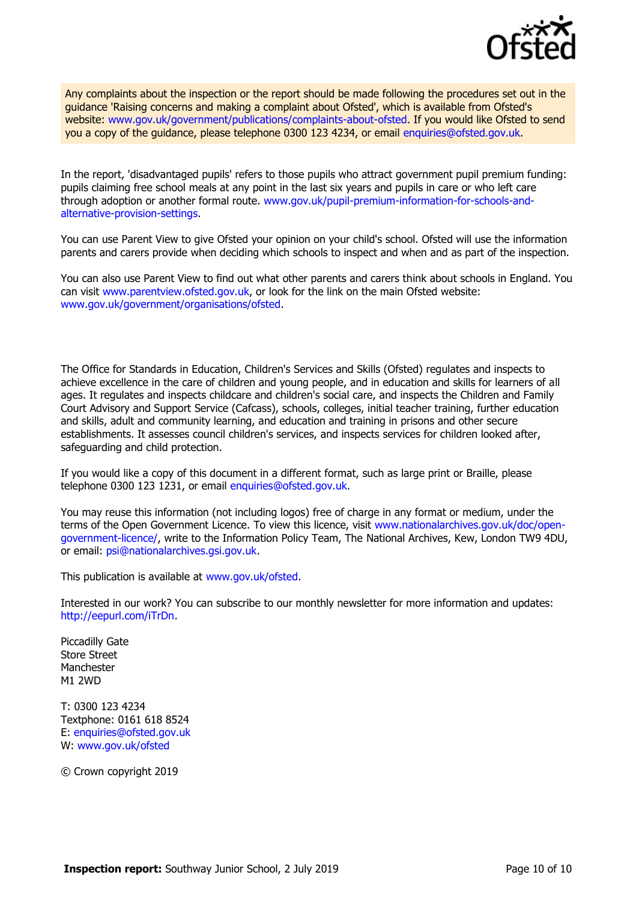Any complaints about the inspection or the report should be made following the procedures set out in the guidance 'Raising concerns and making a complaint about Ofsted', which is available from Ofsted's website: www.gov.uk/government/publications/complaints-about-ofsted. If you would like Ofsted to send you a copy of the guidance, please telephone 0300 123 4234, or email enquiries@ofsted.gov.uk.

In the report, 'disadvantaged pupils' refers to those pupils who attract government pupil premium funding: pupils claiming free school meals at any point in the last six years and pupils in care or who left care through adoption or another formal route. www.gov.uk/pupil-premium-information-for-schools-and-alternative-provision-settings.

You can use Parent View to give Ofsted your opinion on your child's school. Ofsted will use the information parents and carers provide when deciding which schools to inspect and when and as part of the inspection.

You can also use Parent View to find out what other parents and carers think about schools in England. You can visit www.parentview.ofsted.gov.uk, or look for the link on the main Ofsted website: www.gov.uk/government/organisations/ofsted.

The Office for Standards in Education, Children's Services and Skills (Ofsted) regulates and inspects to achieve excellence in the care of children and young people, and in education and skills for learners of all ages. It regulates and inspects childcare and children's social care, and inspects the Children and Family Court Advisory and Support Service (Cafcass), schools, colleges, initial teacher training, further education and skills, adult and community learning, and education and training in prisons and other secure establishments. It assesses council children's services, and inspects services for children looked after, safeguarding and child protection.

If you would like a copy of this document in a different format, such as large print or Braille, please telephone 0300 123 1231, or email enquiries@ofsted.gov.uk.

You may reuse this information (not including logos) free of charge in any format or medium, under the terms of the Open Government Licence. To view this licence, visit www.nationalarchives.gov.uk/doc/open-government-licence/, write to the Information Policy Team, The National Archives, Kew, London TW9 4DU, or email: psi@nationalarchives.gsi.gov.uk.

This publication is available at www.gov.uk/ofsted.

Interested in our work? You can subscribe to our monthly newsletter for more information and updates: http://eepurl.com/iTrDn.

Piccadilly Gate
Store Street
Manchester
M1 2WD

T: 0300 123 4234
Textphone: 0161 618 8524
E: enquiries@ofsted.gov.uk
W: www.gov.uk/ofsted

© Crown copyright 2019